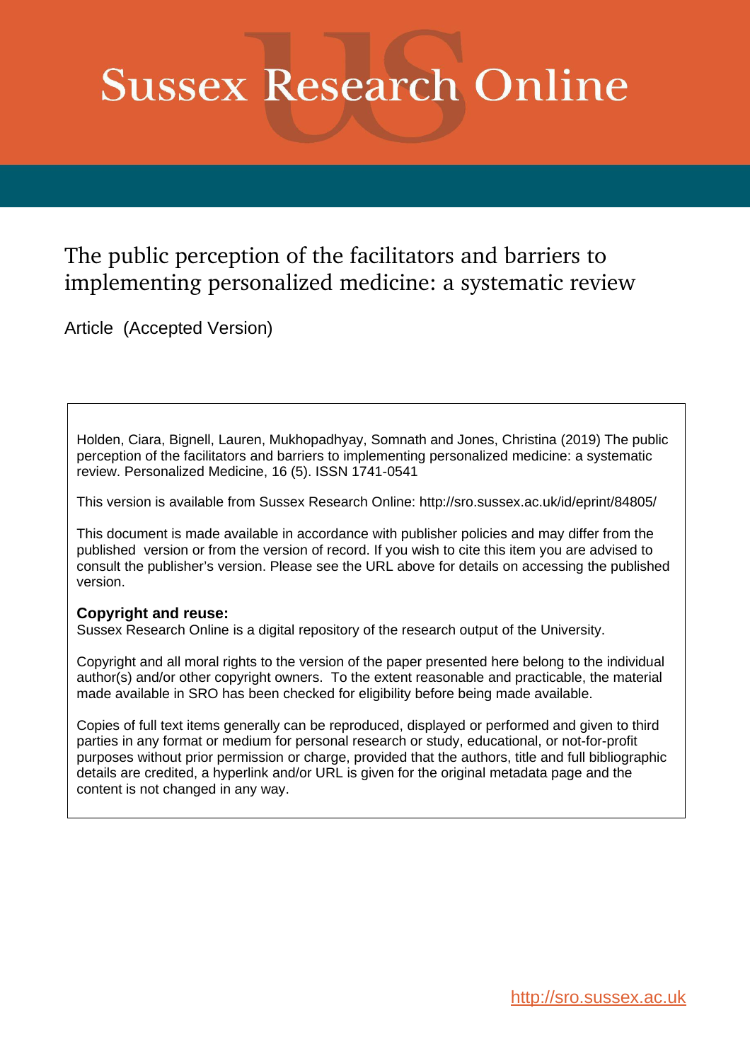# Sussex Research Online

## The public perception of the facilitators and barriers to implementing personalized medicine: a systematic review

Article (Accepted Version)

Holden, Ciara, Bignell, Lauren, Mukhopadhyay, Somnath and Jones, Christina (2019) The public perception of the facilitators and barriers to implementing personalized medicine: a systematic review. Personalized Medicine, 16 (5). ISSN 1741-0541

This version is available from Sussex Research Online: http://sro.sussex.ac.uk/id/eprint/84805/

This document is made available in accordance with publisher policies and may differ from the published version or from the version of record. If you wish to cite this item you are advised to consult the publisher's version. Please see the URL above for details on accessing the published version.

**Copyright and reuse:**
Sussex Research Online is a digital repository of the research output of the University.

Copyright and all moral rights to the version of the paper presented here belong to the individual author(s) and/or other copyright owners. To the extent reasonable and practicable, the material made available in SRO has been checked for eligibility before being made available.

Copies of full text items generally can be reproduced, displayed or performed and given to third parties in any format or medium for personal research or study, educational, or not-for-profit purposes without prior permission or charge, provided that the authors, title and full bibliographic details are credited, a hyperlink and/or URL is given for the original metadata page and the content is not changed in any way.

http://sro.sussex.ac.uk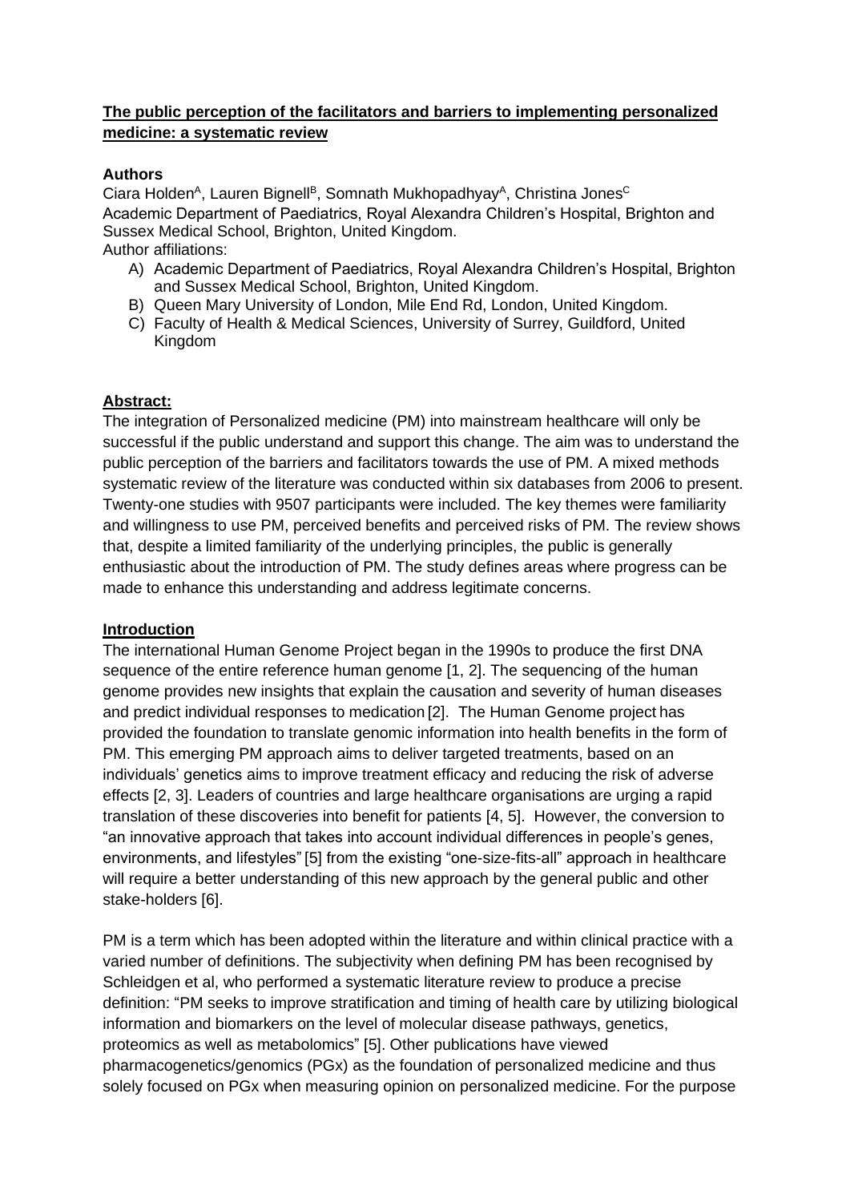## **The public perception of the facilitators and barriers to implementing personalized medicine: a systematic review**

### **Authors**

Ciara Holden[A], Lauren Bignell[B], Somnath Mukhopadhyay[A], Christina Jones[C]
Academic Department of Paediatrics, Royal Alexandra Children's Hospital, Brighton and Sussex Medical School, Brighton, United Kingdom.
Author affiliations:

A) Academic Department of Paediatrics, Royal Alexandra Children's Hospital, Brighton and Sussex Medical School, Brighton, United Kingdom.
B) Queen Mary University of London, Mile End Rd, London, United Kingdom.
C) Faculty of Health & Medical Sciences, University of Surrey, Guildford, United Kingdom

### **Abstract:**

The integration of Personalized medicine (PM) into mainstream healthcare will only be successful if the public understand and support this change. The aim was to understand the public perception of the barriers and facilitators towards the use of PM. A mixed methods systematic review of the literature was conducted within six databases from 2006 to present. Twenty-one studies with 9507 participants were included. The key themes were familiarity and willingness to use PM, perceived benefits and perceived risks of PM. The review shows that, despite a limited familiarity of the underlying principles, the public is generally enthusiastic about the introduction of PM. The study defines areas where progress can be made to enhance this understanding and address legitimate concerns.

### **Introduction**

The international Human Genome Project began in the 1990s to produce the first DNA sequence of the entire reference human genome [1, 2]. The sequencing of the human genome provides new insights that explain the causation and severity of human diseases and predict individual responses to medication [2]. The Human Genome project has provided the foundation to translate genomic information into health benefits in the form of PM. This emerging PM approach aims to deliver targeted treatments, based on an individuals' genetics aims to improve treatment efficacy and reducing the risk of adverse effects [2, 3]. Leaders of countries and large healthcare organisations are urging a rapid translation of these discoveries into benefit for patients [4, 5]. However, the conversion to "an innovative approach that takes into account individual differences in people's genes, environments, and lifestyles" [5] from the existing "one-size-fits-all" approach in healthcare will require a better understanding of this new approach by the general public and other stake-holders [6].

PM is a term which has been adopted within the literature and within clinical practice with a varied number of definitions. The subjectivity when defining PM has been recognised by Schleidgen et al, who performed a systematic literature review to produce a precise definition: "PM seeks to improve stratification and timing of health care by utilizing biological information and biomarkers on the level of molecular disease pathways, genetics, proteomics as well as metabolomics" [5]. Other publications have viewed pharmacogenetics/genomics (PGx) as the foundation of personalized medicine and thus solely focused on PGx when measuring opinion on personalized medicine. For the purpose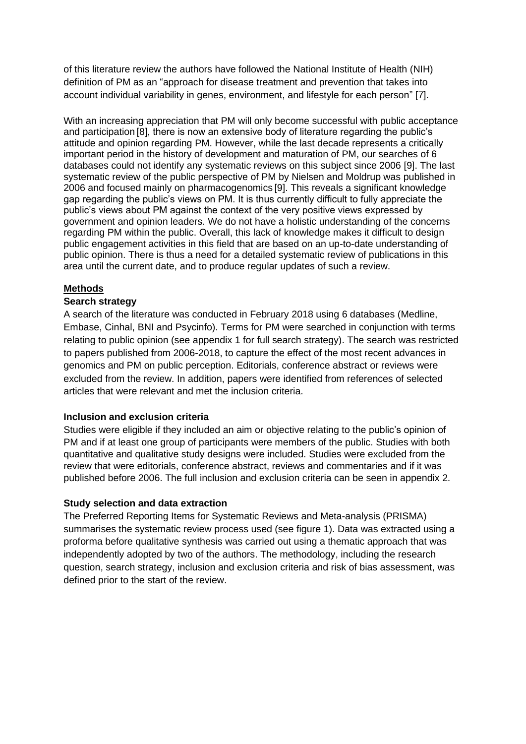of this literature review the authors have followed the National Institute of Health (NIH) definition of PM as an "approach for disease treatment and prevention that takes into account individual variability in genes, environment, and lifestyle for each person" [7].

With an increasing appreciation that PM will only become successful with public acceptance and participation [8], there is now an extensive body of literature regarding the public's attitude and opinion regarding PM. However, while the last decade represents a critically important period in the history of development and maturation of PM, our searches of 6 databases could not identify any systematic reviews on this subject since 2006 [9]. The last systematic review of the public perspective of PM by Nielsen and Moldrup was published in 2006 and focused mainly on pharmacogenomics [9]. This reveals a significant knowledge gap regarding the public's views on PM. It is thus currently difficult to fully appreciate the public's views about PM against the context of the very positive views expressed by government and opinion leaders. We do not have a holistic understanding of the concerns regarding PM within the public. Overall, this lack of knowledge makes it difficult to design public engagement activities in this field that are based on an up-to-date understanding of public opinion. There is thus a need for a detailed systematic review of publications in this area until the current date, and to produce regular updates of such a review.

## Methods

### Search strategy

A search of the literature was conducted in February 2018 using 6 databases (Medline, Embase, Cinhal, BNI and Psycinfo). Terms for PM were searched in conjunction with terms relating to public opinion (see appendix 1 for full search strategy). The search was restricted to papers published from 2006-2018, to capture the effect of the most recent advances in genomics and PM on public perception. Editorials, conference abstract or reviews were excluded from the review. In addition, papers were identified from references of selected articles that were relevant and met the inclusion criteria.

### Inclusion and exclusion criteria

Studies were eligible if they included an aim or objective relating to the public's opinion of PM and if at least one group of participants were members of the public. Studies with both quantitative and qualitative study designs were included. Studies were excluded from the review that were editorials, conference abstract, reviews and commentaries and if it was published before 2006. The full inclusion and exclusion criteria can be seen in appendix 2.

### Study selection and data extraction

The Preferred Reporting Items for Systematic Reviews and Meta-analysis (PRISMA) summarises the systematic review process used (see figure 1). Data was extracted using a proforma before qualitative synthesis was carried out using a thematic approach that was independently adopted by two of the authors. The methodology, including the research question, search strategy, inclusion and exclusion criteria and risk of bias assessment, was defined prior to the start of the review.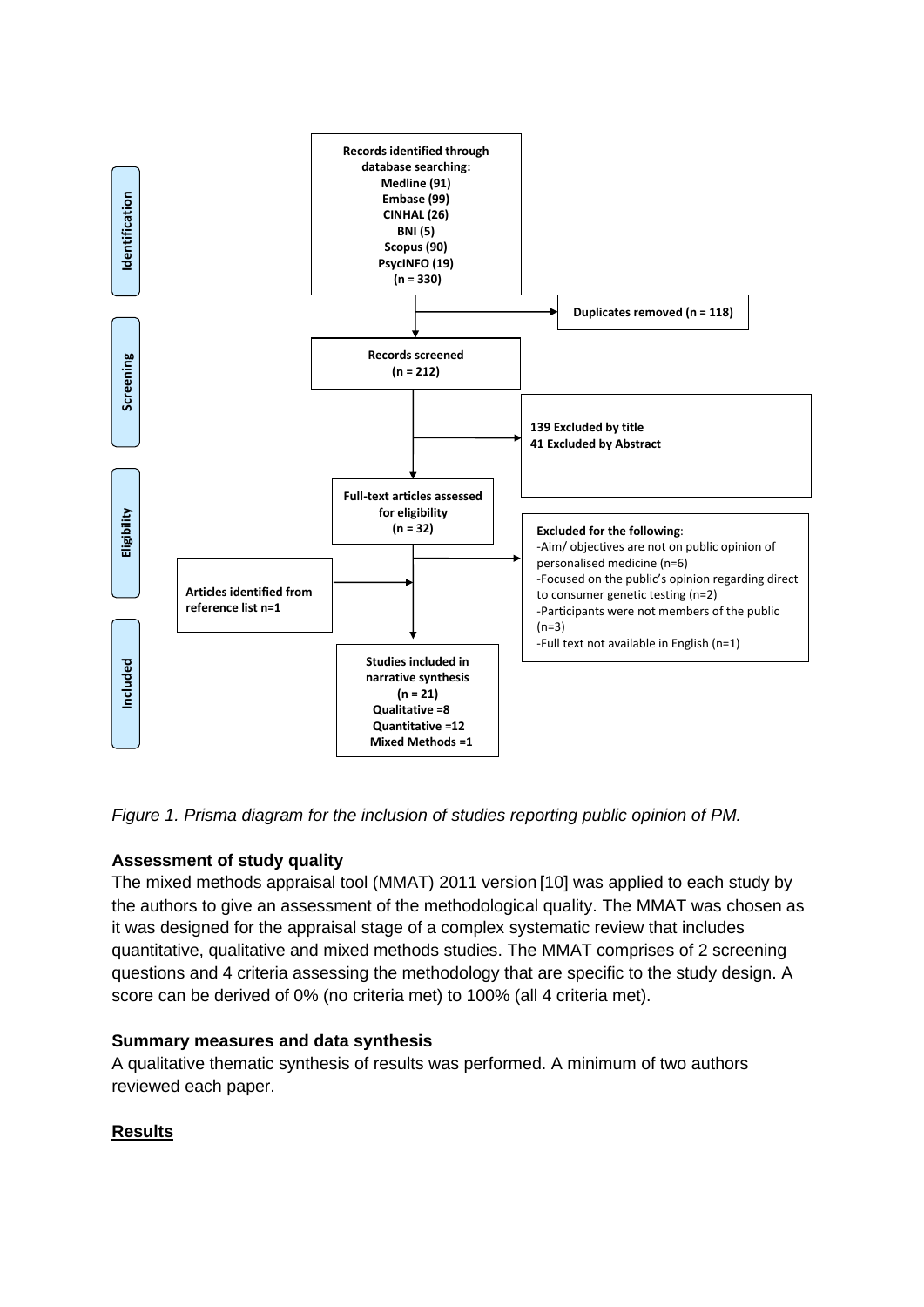Records identified through database searching:
Medline (91)
Embase (99)
CINHAL (26)
BNI (5)
Scopus (90)
PsycINFO (19)
(n = 330)

Duplicates removed (n = 118)

Records screened
(n = 212)

139 Excluded by title
41 Excluded by Abstract

Full-text articles assessed for eligibility
(n = 32)

**Excluded for the following**:
- Aim/ objectives are not on public opinion of personalised medicine (n=6)
- Focused on the public's opinion regarding direct to consumer genetic testing (n=2)
- Participants were not members of the public (n=3)
- Full text not available in English (n=1)

Articles identified from reference list n=1

Studies included in narrative synthesis
(n = 21)
Qualitative =8
Quantitative =12
Mixed Methods =1

Identification | Screening | Eligibility | Included

*Figure 1. Prisma diagram for the inclusion of studies reporting public opinion of PM.*

### Assessment of study quality

The mixed methods appraisal tool (MMAT) 2011 version [10] was applied to each study by the authors to give an assessment of the methodological quality. The MMAT was chosen as it was designed for the appraisal stage of a complex systematic review that includes quantitative, qualitative and mixed methods studies. The MMAT comprises of 2 screening questions and 4 criteria assessing the methodology that are specific to the study design. A score can be derived of 0% (no criteria met) to 100% (all 4 criteria met).

### Summary measures and data synthesis

A qualitative thematic synthesis of results was performed. A minimum of two authors reviewed each paper.

## Results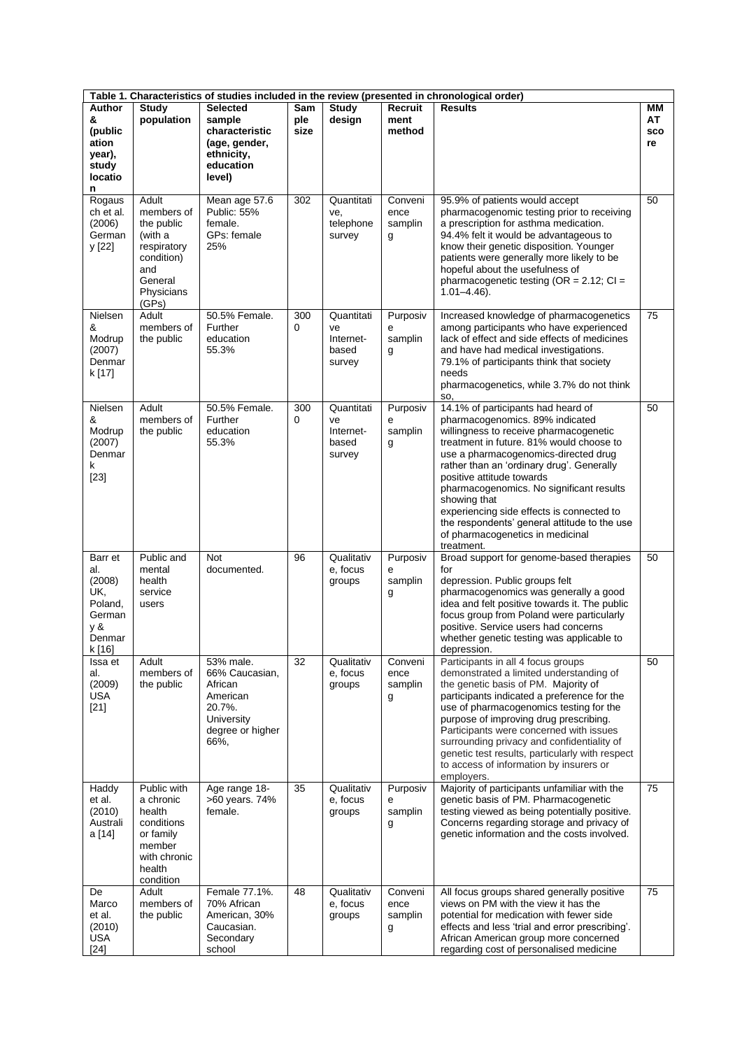**Table 1. Characteristics of studies included in the review (presented in chronological order)**

| Author & (publication year), study location | Study population | Selected sample characteristic (age, gender, ethnicity, education level) | Sample size | Study design | Recruitment method | Results | MMAT score |
|---|---|---|---|---|---|---|---|
| Rogausch et al. (2006) Germany [22] | Adult members of the public (with a respiratory condition) and General Physicians (GPs) | Mean age 57.6 Public: 55% female. GPs: female 25% | 302 | Quantitative, telephone survey | Convenience sampling | 95.9% of patients would accept pharmacogenomic testing prior to receiving a prescription for asthma medication. 94.4% felt it would be advantageous to know their genetic disposition. Younger patients were generally more likely to be hopeful about the usefulness of pharmacogenetic testing (OR = 2.12; CI = 1.01–4.46). | 50 |
| Nielsen & Modrup (2007) Denmark [17] | Adult members of the public | 50.5% Female. Further education 55.3% | 3000 | Quantitative Internet-based survey | Purposive sampling | Increased knowledge of pharmacogenetics among participants who have experienced lack of effect and side effects of medicines and have had medical investigations. 79.1% of participants think that society needs pharmacogenetics, while 3.7% do not think so, | 75 |
| Nielsen & Modrup (2007) Denmark [23] | Adult members of the public | 50.5% Female. Further education 55.3% | 3000 | Quantitative Internet-based survey | Purposive sampling | 14.1% of participants had heard of pharmacogenomics. 89% indicated willingness to receive pharmacogenetic treatment in future. 81% would choose to use a pharmacogenomics-directed drug rather than an 'ordinary drug'. Generally positive attitude towards pharmacogenomics. No significant results showing that experiencing side effects is connected to the respondents' general attitude to the use of pharmacogenetics in medicinal treatment. | 50 |
| Barr et al. (2008) UK, Poland, Germany & Denmark [16] | Public and mental health service users | Not documented. | 96 | Qualitative, focus groups | Purposive sampling | Broad support for genome-based therapies for depression. Public groups felt pharmacogenomics was generally a good idea and felt positive towards it. The public focus group from Poland were particularly positive. Service users had concerns whether genetic testing was applicable to depression. | 50 |
| Issa et al. (2009) USA [21] | Adult members of the public | 53% male. 66% Caucasian, African American 20.7%. University degree or higher 66%, | 32 | Qualitative, focus groups | Convenience sampling | Participants in all 4 focus groups demonstrated a limited understanding of the genetic basis of PM. Majority of participants indicated a preference for the use of pharmacogenomics testing for the purpose of improving drug prescribing. Participants were concerned with issues surrounding privacy and confidentiality of genetic test results, particularly with respect to access of information by insurers or employers. | 50 |
| Haddy et al. (2010) Australia [14] | Public with a chronic health conditions or family member with chronic health condition | Age range 18->60 years. 74% female. | 35 | Qualitative, focus groups | Purposive sampling | Majority of participants unfamiliar with the genetic basis of PM. Pharmacogenetic testing viewed as being potentially positive. Concerns regarding storage and privacy of genetic information and the costs involved. | 75 |
| De Marco et al. (2010) USA [24] | Adult members of the public | Female 77.1%. 70% African American, 30% Caucasian. Secondary school | 48 | Qualitative, focus groups | Convenience sampling | All focus groups shared generally positive views on PM with the view it has the potential for medication with fewer side effects and less 'trial and error prescribing'. African American group more concerned regarding cost of personalised medicine | 75 |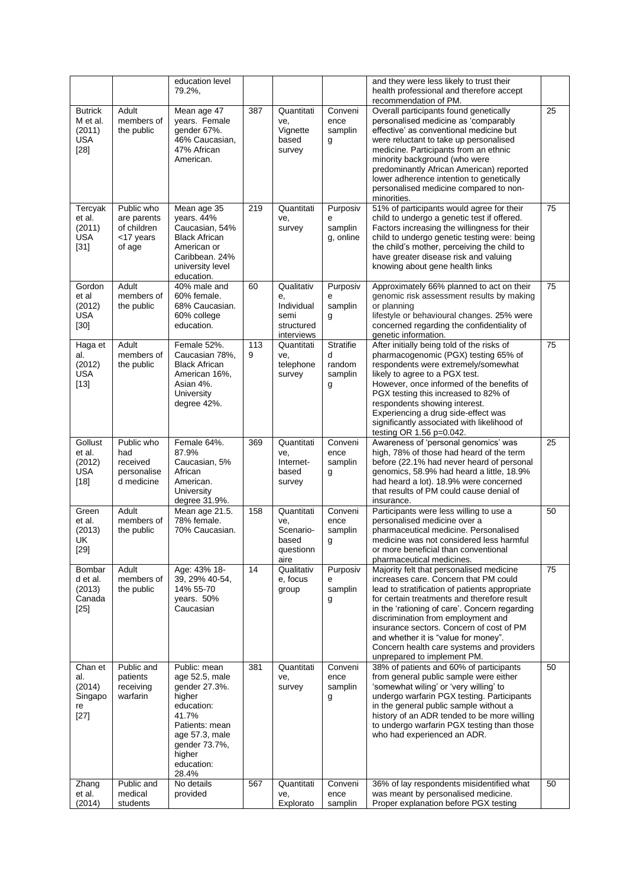| | | education level 79.2%, | | | | and they were less likely to trust their health professional and therefore accept recommendation of PM. | |
|---|---|---|---|---|---|---|---|
| Butrick M et al. (2011) USA [28] | Adult members of the public | Mean age 47 years. Female gender 67%. 46% Caucasian, 47% African American. | 387 | Quantitative, Vignette based survey | Convenience sampling | Overall participants found genetically personalised medicine as 'comparably effective' as conventional medicine but were reluctant to take up personalised medicine. Participants from an ethnic minority background (who were predominantly African American) reported lower adherence intention to genetically personalised medicine compared to non-minorities. | 25 |
| Tercyak et al. (2011) USA [31] | Public who are parents of children <17 years of age | Mean age 35 years. 44% Caucasian, 54% Black African American or Caribbean. 24% university level education. | 219 | Quantitative, survey | Purposive sampling, online | 51% of participants would agree for their child to undergo a genetic test if offered. Factors increasing the willingness for their child to undergo genetic testing were: being the child's mother, perceiving the child to have greater disease risk and valuing knowing about gene health links | 75 |
| Gordon et al (2012) USA [30] | Adult members of the public | 40% male and 60% female. 68% Caucasian. 60% college education. | 60 | Qualitative, Individual semi structured interviews | Purposive sampling | Approximately 66% planned to act on their genomic risk assessment results by making or planning lifestyle or behavioural changes. 25% were concerned regarding the confidentiality of genetic information. | 75 |
| Haga et al. (2012) USA [13] | Adult members of the public | Female 52%. Caucasian 78%, Black African American 16%, Asian 4%. University degree 42%. | 1139 | Quantitative, telephone survey | Stratified random sampling | After initially being told of the risks of pharmacogenomic (PGX) testing 65% of respondents were extremely/somewhat likely to agree to a PGX test. However, once informed of the benefits of PGX testing this increased to 82% of respondents showing interest. Experiencing a drug side-effect was significantly associated with likelihood of testing OR 1.56 $p=0.042$. | 75 |
| Gollust et al. (2012) USA [18] | Public who had received personalised medicine | Female 64%. 87.9% Caucasian, 5% African American. University degree 31.9%. | 369 | Quantitative, Internet-based survey | Convenience sampling | Awareness of 'personal genomics' was high, 78% of those had heard of the term before (22.1% had never heard of personal genomics, 58.9% had heard a little, 18.9% had heard a lot). 18.9% were concerned that results of PM could cause denial of insurance. | 25 |
| Green et al. (2013) UK [29] | Adult members of the public | Mean age 21.5. 78% female. 70% Caucasian. | 158 | Quantitative, Scenario-based questionnaire | Convenience sampling | Participants were less willing to use a personalised medicine over a pharmaceutical medicine. Personalised medicine was not considered less harmful or more beneficial than conventional pharmaceutical medicines. | 50 |
| Bombard et al. (2013) Canada [25] | Adult members of the public | Age: 43% 18-39, 29% 40-54, 14% 55-70 years. 50% Caucasian | 14 | Qualitative, focus group | Purposive sampling | Majority felt that personalised medicine increases care. Concern that PM could lead to stratification of patients appropriate for certain treatments and therefore result in the 'rationing of care'. Concern regarding discrimination from employment and insurance sectors. Concern of cost of PM and whether it is "value for money". Concern health care systems and providers unprepared to implement PM. | 75 |
| Chan et al. (2014) Singapore [27] | Public and patients receiving warfarin | Public: mean age 52.5, male gender 27.3%. higher education: 41.7% Patients: mean age 57.3, male gender 73.7%, higher education: 28.4% | 381 | Quantitative, survey | Convenience sampling | 38% of patients and 60% of participants from general public sample were either 'somewhat wiling' or 'very willing' to undergo warfarin PGX testing. Participants in the general public sample without a history of an ADR tended to be more willing to undergo warfarin PGX testing than those who had experienced an ADR. | 50 |
| Zhang et al. (2014) | Public and medical students | No details provided | 567 | Quantitative, Explorato | Convenience samplin | 36% of lay respondents misidentified what was meant by personalised medicine. Proper explanation before PGX testing | 50 |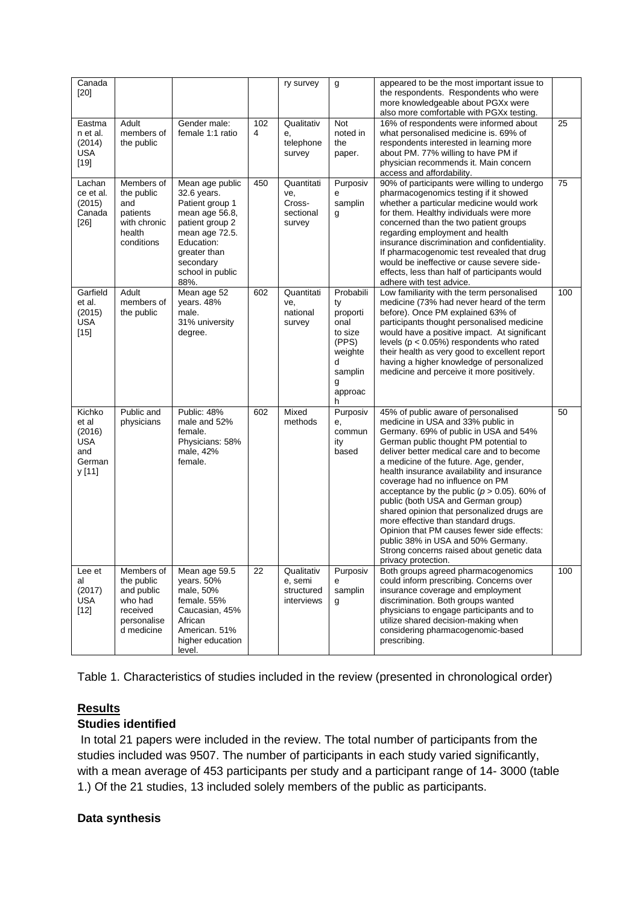| Canada [20] | | | | ry survey | g | appeared to be the most important issue to the respondents. Respondents who were more knowledgeable about PGXx were also more comfortable with PGXx testing. | |
|---|---|---|---|---|---|---|---|
| Eastman et al. (2014) USA [19] | Adult members of the public | Gender male: female 1:1 ratio | 1024 | Qualitative, telephone survey | Not noted in the paper. | 16% of respondents were informed about what personalised medicine is. 69% of respondents interested in learning more about PM. 77% willing to have PM if physician recommends it. Main concern access and affordability. | 25 |
| Lachance et al. (2015) Canada [26] | Members of the public and patients with chronic health conditions | Mean age public 32.6 years. Patient group 1 mean age 56.8, patient group 2 mean age 72.5. Education: greater than secondary school in public 88%. | 450 | Quantitative, Cross-sectional survey | Purposive sampling | 90% of participants were willing to undergo pharmacogenomics testing if it showed whether a particular medicine would work for them. Healthy individuals were more concerned than the two patient groups regarding employment and health insurance discrimination and confidentiality. If pharmacogenomic test revealed that drug would be ineffective or cause severe side-effects, less than half of participants would adhere with test advice. | 75 |
| Garfield et al. (2015) USA [15] | Adult members of the public | Mean age 52 years. 48% male. 31% university degree. | 602 | Quantitative, national survey | Probability proportional to size (PPS) weighted sampling approach | Low familiarity with the term personalised medicine (73% had never heard of the term before). Once PM explained 63% of participants thought personalised medicine would have a positive impact. At significant levels ($p < 0.05\%$) respondents who rated their health as very good to excellent report having a higher knowledge of personalized medicine and perceive it more positively. | 100 |
| Kichko et al (2016) USA and Germany [11] | Public and physicians | Public: 48% male and 52% female. Physicians: 58% male, 42% female. | 602 | Mixed methods | Purposive, community based | 45% of public aware of personalised medicine in USA and 33% public in Germany. 69% of public in USA and 54% German public thought PM potential to deliver better medical care and to become a medicine of the future. Age, gender, health insurance availability and insurance coverage had no influence on PM acceptance by the public ($p > 0.05$). 60% of public (both USA and German group) shared opinion that personalized drugs are more effective than standard drugs. Opinion that PM causes fewer side effects: public 38% in USA and 50% Germany. Strong concerns raised about genetic data privacy protection. | 50 |
| Lee et al (2017) USA [12] | Members of the public and public who had received personalised medicine | Mean age 59.5 years. 50% male, 50% female. 55% Caucasian, 45% African American. 51% higher education level. | 22 | Qualitative, semi structured interviews | Purposive sampling | Both groups agreed pharmacogenomics could inform prescribing. Concerns over insurance coverage and employment discrimination. Both groups wanted physicians to engage participants and to utilize shared decision-making when considering pharmacogenomic-based prescribing. | 100 |

Table 1. Characteristics of studies included in the review (presented in chronological order)

## Results

### Studies identified

In total 21 papers were included in the review. The total number of participants from the studies included was 9507. The number of participants in each study varied significantly, with a mean average of 453 participants per study and a participant range of 14- 3000 (table 1.) Of the 21 studies, 13 included solely members of the public as participants.

### Data synthesis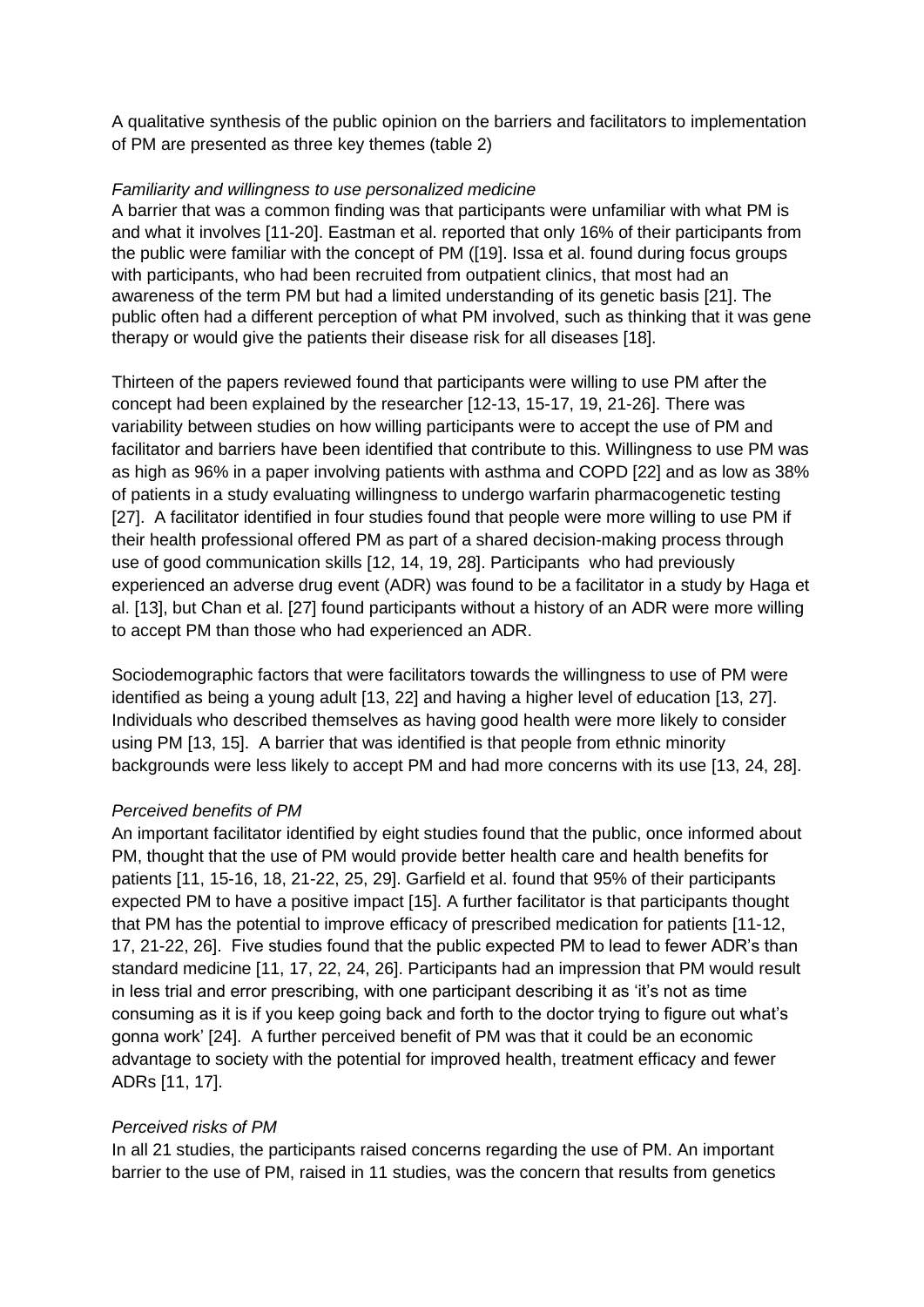A qualitative synthesis of the public opinion on the barriers and facilitators to implementation of PM are presented as three key themes (table 2)

*Familiarity and willingness to use personalized medicine*

A barrier that was a common finding was that participants were unfamiliar with what PM is and what it involves [11-20]. Eastman et al. reported that only 16% of their participants from the public were familiar with the concept of PM ([19]. Issa et al. found during focus groups with participants, who had been recruited from outpatient clinics, that most had an awareness of the term PM but had a limited understanding of its genetic basis [21]. The public often had a different perception of what PM involved, such as thinking that it was gene therapy or would give the patients their disease risk for all diseases [18].

Thirteen of the papers reviewed found that participants were willing to use PM after the concept had been explained by the researcher [12-13, 15-17, 19, 21-26]. There was variability between studies on how willing participants were to accept the use of PM and facilitator and barriers have been identified that contribute to this. Willingness to use PM was as high as 96% in a paper involving patients with asthma and COPD [22] and as low as 38% of patients in a study evaluating willingness to undergo warfarin pharmacogenetic testing [27]. A facilitator identified in four studies found that people were more willing to use PM if their health professional offered PM as part of a shared decision-making process through use of good communication skills [12, 14, 19, 28]. Participants who had previously experienced an adverse drug event (ADR) was found to be a facilitator in a study by Haga et al. [13], but Chan et al. [27] found participants without a history of an ADR were more willing to accept PM than those who had experienced an ADR.

Sociodemographic factors that were facilitators towards the willingness to use of PM were identified as being a young adult [13, 22] and having a higher level of education [13, 27]. Individuals who described themselves as having good health were more likely to consider using PM [13, 15]. A barrier that was identified is that people from ethnic minority backgrounds were less likely to accept PM and had more concerns with its use [13, 24, 28].

*Perceived benefits of PM*

An important facilitator identified by eight studies found that the public, once informed about PM, thought that the use of PM would provide better health care and health benefits for patients [11, 15-16, 18, 21-22, 25, 29]. Garfield et al. found that 95% of their participants expected PM to have a positive impact [15]. A further facilitator is that participants thought that PM has the potential to improve efficacy of prescribed medication for patients [11-12, 17, 21-22, 26]. Five studies found that the public expected PM to lead to fewer ADR's than standard medicine [11, 17, 22, 24, 26]. Participants had an impression that PM would result in less trial and error prescribing, with one participant describing it as 'it's not as time consuming as it is if you keep going back and forth to the doctor trying to figure out what's gonna work' [24]. A further perceived benefit of PM was that it could be an economic advantage to society with the potential for improved health, treatment efficacy and fewer ADRs [11, 17].

*Perceived risks of PM*

In all 21 studies, the participants raised concerns regarding the use of PM. An important barrier to the use of PM, raised in 11 studies, was the concern that results from genetics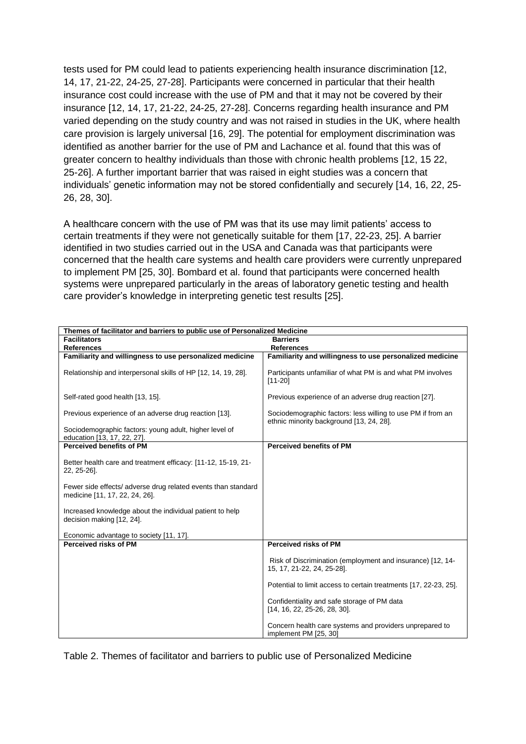tests used for PM could lead to patients experiencing health insurance discrimination [12, 14, 17, 21-22, 24-25, 27-28]. Participants were concerned in particular that their health insurance cost could increase with the use of PM and that it may not be covered by their insurance [12, 14, 17, 21-22, 24-25, 27-28]. Concerns regarding health insurance and PM varied depending on the study country and was not raised in studies in the UK, where health care provision is largely universal [16, 29]. The potential for employment discrimination was identified as another barrier for the use of PM and Lachance et al. found that this was of greater concern to healthy individuals than those with chronic health problems [12, 15 22, 25-26]. A further important barrier that was raised in eight studies was a concern that individuals' genetic information may not be stored confidentially and securely [14, 16, 22, 25-26, 28, 30].

A healthcare concern with the use of PM was that its use may limit patients' access to certain treatments if they were not genetically suitable for them [17, 22-23, 25]. A barrier identified in two studies carried out in the USA and Canada was that participants were concerned that the health care systems and health care providers were currently unprepared to implement PM [25, 30]. Bombard et al. found that participants were concerned health systems were unprepared particularly in the areas of laboratory genetic testing and health care provider's knowledge in interpreting genetic test results [25].

| **Themes of facilitator and barriers to public use of Personalized Medicine** | |
|---|---|
| **Facilitators**<br>**References** | **Barriers**<br>**References** |
| **Familiarity and willingness to use personalized medicine** | **Familiarity and willingness to use personalized medicine** |
| Relationship and interpersonal skills of HP [12, 14, 19, 28]. | Participants unfamiliar of what PM is and what PM involves [11-20] |
| Self-rated good health [13, 15]. | Previous experience of an adverse drug reaction [27]. |
| Previous experience of an adverse drug reaction [13]. | Sociodemographic factors: less willing to use PM if from an ethnic minority background [13, 24, 28]. |
| Sociodemographic factors: young adult, higher level of education [13, 17, 22, 27]. | |
| **Perceived benefits of PM** | **Perceived benefits of PM** |
| Better health care and treatment efficacy: [11-12, 15-19, 21-22, 25-26]. | |
| Fewer side effects/ adverse drug related events than standard medicine [11, 17, 22, 24, 26]. | |
| Increased knowledge about the individual patient to help decision making [12, 24]. | |
| Economic advantage to society [11, 17]. | |
| **Perceived risks of PM** | **Perceived risks of PM** |
| | Risk of Discrimination (employment and insurance) [12, 14-15, 17, 21-22, 24, 25-28]. |
| | Potential to limit access to certain treatments [17, 22-23, 25]. |
| | Confidentiality and safe storage of PM data [14, 16, 22, 25-26, 28, 30]. |
| | Concern health care systems and providers unprepared to implement PM [25, 30] |

Table 2. Themes of facilitator and barriers to public use of Personalized Medicine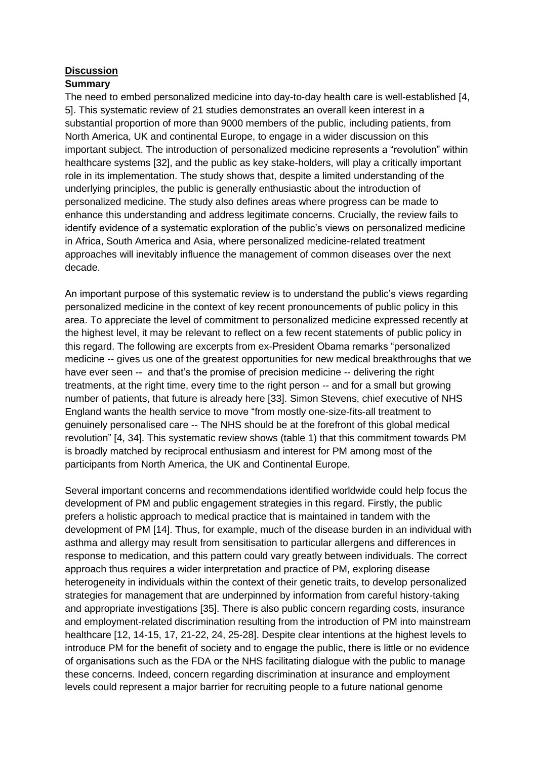## Discussion

### Summary

The need to embed personalized medicine into day-to-day health care is well-established [4, 5]. This systematic review of 21 studies demonstrates an overall keen interest in a substantial proportion of more than 9000 members of the public, including patients, from North America, UK and continental Europe, to engage in a wider discussion on this important subject. The introduction of personalized medicine represents a "revolution" within healthcare systems [32], and the public as key stake-holders, will play a critically important role in its implementation. The study shows that, despite a limited understanding of the underlying principles, the public is generally enthusiastic about the introduction of personalized medicine. The study also defines areas where progress can be made to enhance this understanding and address legitimate concerns. Crucially, the review fails to identify evidence of a systematic exploration of the public's views on personalized medicine in Africa, South America and Asia, where personalized medicine-related treatment approaches will inevitably influence the management of common diseases over the next decade.

An important purpose of this systematic review is to understand the public's views regarding personalized medicine in the context of key recent pronouncements of public policy in this area. To appreciate the level of commitment to personalized medicine expressed recently at the highest level, it may be relevant to reflect on a few recent statements of public policy in this regard. The following are excerpts from ex-President Obama remarks "personalized medicine -- gives us one of the greatest opportunities for new medical breakthroughs that we have ever seen -- and that's the promise of precision medicine -- delivering the right treatments, at the right time, every time to the right person -- and for a small but growing number of patients, that future is already here [33]. Simon Stevens, chief executive of NHS England wants the health service to move "from mostly one-size-fits-all treatment to genuinely personalised care -- The NHS should be at the forefront of this global medical revolution" [4, 34]. This systematic review shows (table 1) that this commitment towards PM is broadly matched by reciprocal enthusiasm and interest for PM among most of the participants from North America, the UK and Continental Europe.

Several important concerns and recommendations identified worldwide could help focus the development of PM and public engagement strategies in this regard. Firstly, the public prefers a holistic approach to medical practice that is maintained in tandem with the development of PM [14]. Thus, for example, much of the disease burden in an individual with asthma and allergy may result from sensitisation to particular allergens and differences in response to medication, and this pattern could vary greatly between individuals. The correct approach thus requires a wider interpretation and practice of PM, exploring disease heterogeneity in individuals within the context of their genetic traits, to develop personalized strategies for management that are underpinned by information from careful history-taking and appropriate investigations [35]. There is also public concern regarding costs, insurance and employment-related discrimination resulting from the introduction of PM into mainstream healthcare [12, 14-15, 17, 21-22, 24, 25-28]. Despite clear intentions at the highest levels to introduce PM for the benefit of society and to engage the public, there is little or no evidence of organisations such as the FDA or the NHS facilitating dialogue with the public to manage these concerns. Indeed, concern regarding discrimination at insurance and employment levels could represent a major barrier for recruiting people to a future national genome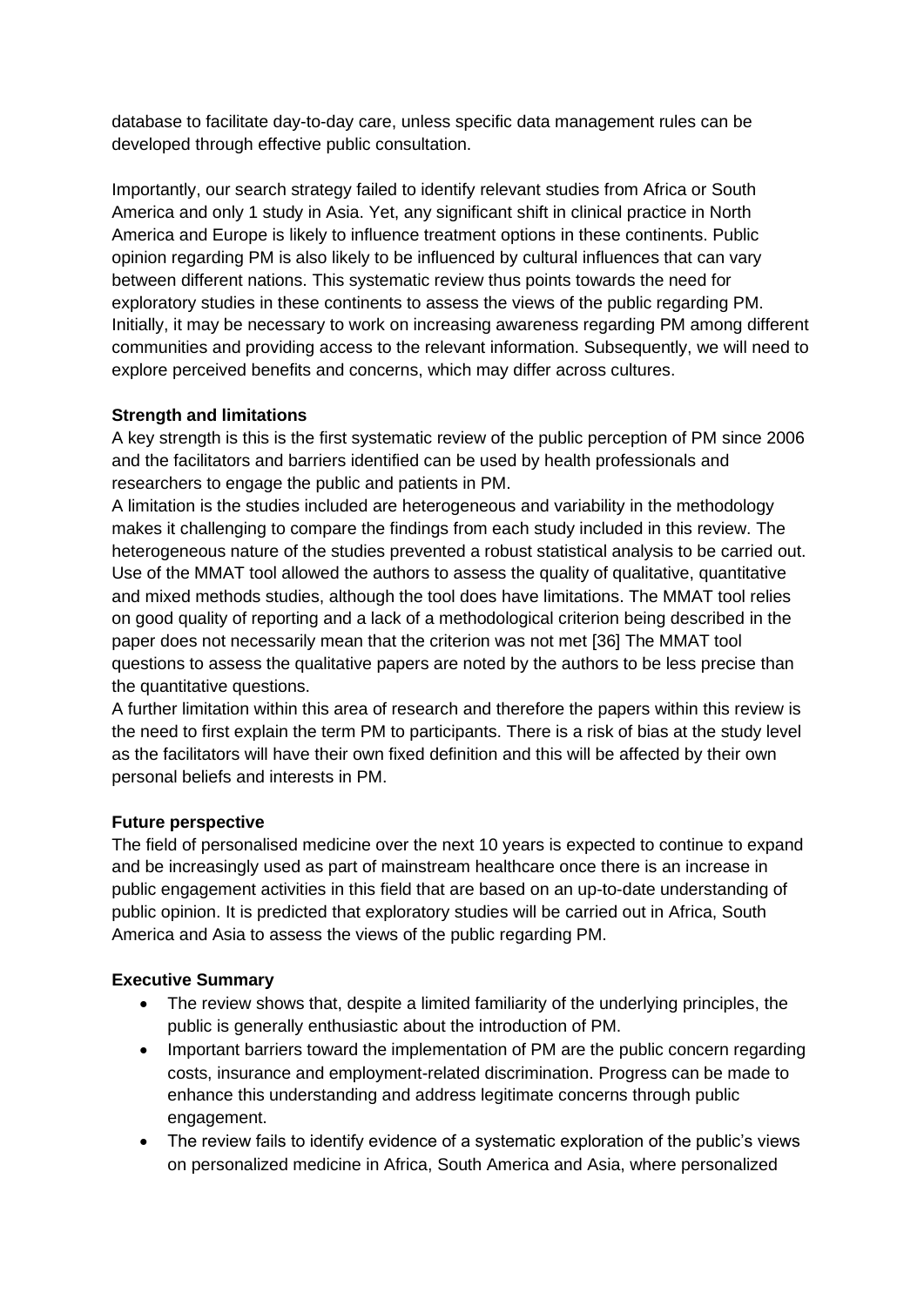database to facilitate day-to-day care, unless specific data management rules can be developed through effective public consultation.

Importantly, our search strategy failed to identify relevant studies from Africa or South America and only 1 study in Asia. Yet, any significant shift in clinical practice in North America and Europe is likely to influence treatment options in these continents. Public opinion regarding PM is also likely to be influenced by cultural influences that can vary between different nations. This systematic review thus points towards the need for exploratory studies in these continents to assess the views of the public regarding PM. Initially, it may be necessary to work on increasing awareness regarding PM among different communities and providing access to the relevant information. Subsequently, we will need to explore perceived benefits and concerns, which may differ across cultures.

**Strength and limitations**

A key strength is this is the first systematic review of the public perception of PM since 2006 and the facilitators and barriers identified can be used by health professionals and researchers to engage the public and patients in PM.

A limitation is the studies included are heterogeneous and variability in the methodology makes it challenging to compare the findings from each study included in this review. The heterogeneous nature of the studies prevented a robust statistical analysis to be carried out. Use of the MMAT tool allowed the authors to assess the quality of qualitative, quantitative and mixed methods studies, although the tool does have limitations. The MMAT tool relies on good quality of reporting and a lack of a methodological criterion being described in the paper does not necessarily mean that the criterion was not met [36] The MMAT tool questions to assess the qualitative papers are noted by the authors to be less precise than the quantitative questions.

A further limitation within this area of research and therefore the papers within this review is the need to first explain the term PM to participants. There is a risk of bias at the study level as the facilitators will have their own fixed definition and this will be affected by their own personal beliefs and interests in PM.

**Future perspective**

The field of personalised medicine over the next 10 years is expected to continue to expand and be increasingly used as part of mainstream healthcare once there is an increase in public engagement activities in this field that are based on an up-to-date understanding of public opinion. It is predicted that exploratory studies will be carried out in Africa, South America and Asia to assess the views of the public regarding PM.

**Executive Summary**

- The review shows that, despite a limited familiarity of the underlying principles, the public is generally enthusiastic about the introduction of PM.
- Important barriers toward the implementation of PM are the public concern regarding costs, insurance and employment-related discrimination. Progress can be made to enhance this understanding and address legitimate concerns through public engagement.
- The review fails to identify evidence of a systematic exploration of the public's views on personalized medicine in Africa, South America and Asia, where personalized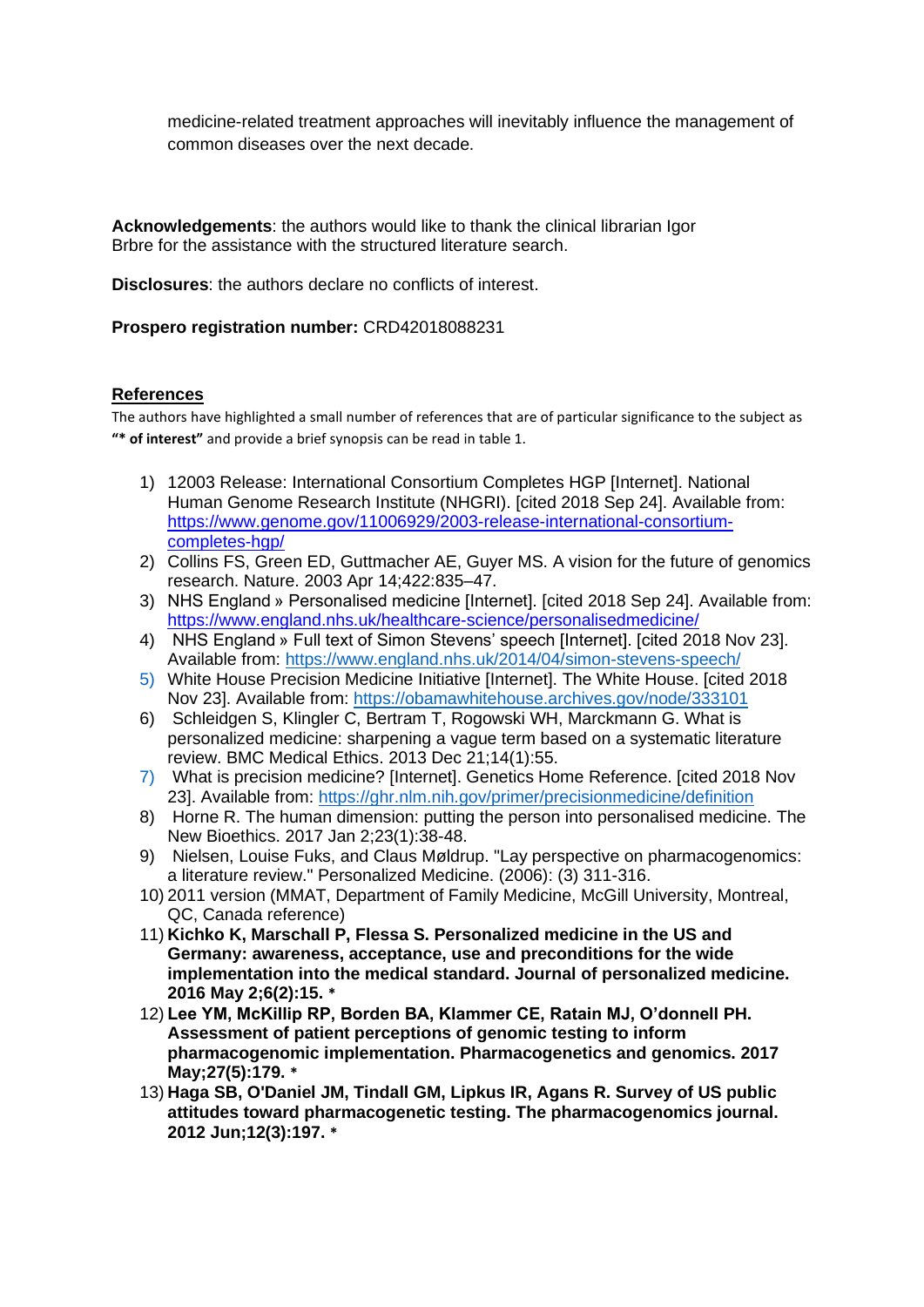medicine-related treatment approaches will inevitably influence the management of common diseases over the next decade.

**Acknowledgements**: the authors would like to thank the clinical librarian Igor Brbre for the assistance with the structured literature search.

**Disclosures**: the authors declare no conflicts of interest.

**Prospero registration number:** CRD42018088231

## References

The authors have highlighted a small number of references that are of particular significance to the subject as **"* of interest"** and provide a brief synopsis can be read in table 1.

1) 12003 Release: International Consortium Completes HGP [Internet]. National Human Genome Research Institute (NHGRI). [cited 2018 Sep 24]. Available from: https://www.genome.gov/11006929/2003-release-international-consortium-completes-hgp/
2) Collins FS, Green ED, Guttmacher AE, Guyer MS. A vision for the future of genomics research. Nature. 2003 Apr 14;422:835–47.
3) NHS England » Personalised medicine [Internet]. [cited 2018 Sep 24]. Available from: https://www.england.nhs.uk/healthcare-science/personalisedmedicine/
4) NHS England » Full text of Simon Stevens' speech [Internet]. [cited 2018 Nov 23]. Available from: https://www.england.nhs.uk/2014/04/simon-stevens-speech/
5) White House Precision Medicine Initiative [Internet]. The White House. [cited 2018 Nov 23]. Available from: https://obamawhitehouse.archives.gov/node/333101
6) Schleidgen S, Klingler C, Bertram T, Rogowski WH, Marckmann G. What is personalized medicine: sharpening a vague term based on a systematic literature review. BMC Medical Ethics. 2013 Dec 21;14(1):55.
7) What is precision medicine? [Internet]. Genetics Home Reference. [cited 2018 Nov 23]. Available from: https://ghr.nlm.nih.gov/primer/precisionmedicine/definition
8) Horne R. The human dimension: putting the person into personalised medicine. The New Bioethics. 2017 Jan 2;23(1):38-48.
9) Nielsen, Louise Fuks, and Claus Møldrup. "Lay perspective on pharmacogenomics: a literature review." Personalized Medicine. (2006): (3) 311-316.
10) 2011 version (MMAT, Department of Family Medicine, McGill University, Montreal, QC, Canada reference)
11) **Kichko K, Marschall P, Flessa S. Personalized medicine in the US and Germany: awareness, acceptance, use and preconditions for the wide implementation into the medical standard. Journal of personalized medicine. 2016 May 2;6(2):15. ***
12) **Lee YM, McKillip RP, Borden BA, Klammer CE, Ratain MJ, O'donnell PH. Assessment of patient perceptions of genomic testing to inform pharmacogenomic implementation. Pharmacogenetics and genomics. 2017 May;27(5):179. ***
13) **Haga SB, O'Daniel JM, Tindall GM, Lipkus IR, Agans R. Survey of US public attitudes toward pharmacogenetic testing. The pharmacogenomics journal. 2012 Jun;12(3):197. ***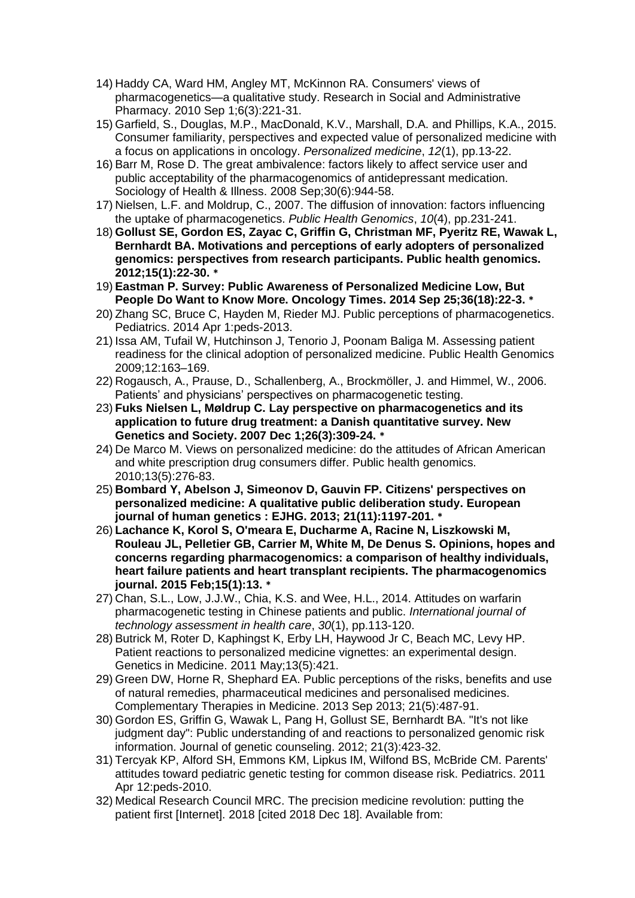14) Haddy CA, Ward HM, Angley MT, McKinnon RA. Consumers' views of pharmacogenetics—a qualitative study. Research in Social and Administrative Pharmacy. 2010 Sep 1;6(3):221-31.
15) Garfield, S., Douglas, M.P., MacDonald, K.V., Marshall, D.A. and Phillips, K.A., 2015. Consumer familiarity, perspectives and expected value of personalized medicine with a focus on applications in oncology. *Personalized medicine*, *12*(1), pp.13-22.
16) Barr M, Rose D. The great ambivalence: factors likely to affect service user and public acceptability of the pharmacogenomics of antidepressant medication. Sociology of Health & Illness. 2008 Sep;30(6):944-58.
17) Nielsen, L.F. and Moldrup, C., 2007. The diffusion of innovation: factors influencing the uptake of pharmacogenetics. *Public Health Genomics*, *10*(4), pp.231-241.
18) **Gollust SE, Gordon ES, Zayac C, Griffin G, Christman MF, Pyeritz RE, Wawak L, Bernhardt BA. Motivations and perceptions of early adopters of personalized genomics: perspectives from research participants. Public health genomics. 2012;15(1):22-30. \***
19) **Eastman P. Survey: Public Awareness of Personalized Medicine Low, But People Do Want to Know More. Oncology Times. 2014 Sep 25;36(18):22-3. \***
20) Zhang SC, Bruce C, Hayden M, Rieder MJ. Public perceptions of pharmacogenetics. Pediatrics. 2014 Apr 1:peds-2013.
21) Issa AM, Tufail W, Hutchinson J, Tenorio J, Poonam Baliga M. Assessing patient readiness for the clinical adoption of personalized medicine. Public Health Genomics 2009;12:163–169.
22) Rogausch, A., Prause, D., Schallenberg, A., Brockmöller, J. and Himmel, W., 2006. Patients' and physicians' perspectives on pharmacogenetic testing.
23) **Fuks Nielsen L, Møldrup C. Lay perspective on pharmacogenetics and its application to future drug treatment: a Danish quantitative survey. New Genetics and Society. 2007 Dec 1;26(3):309-24. \***
24) De Marco M. Views on personalized medicine: do the attitudes of African American and white prescription drug consumers differ. Public health genomics. 2010;13(5):276-83.
25) **Bombard Y, Abelson J, Simeonov D, Gauvin FP. Citizens' perspectives on personalized medicine: A qualitative public deliberation study. European journal of human genetics : EJHG. 2013; 21(11):1197-201. \***
26) **Lachance K, Korol S, O'meara E, Ducharme A, Racine N, Liszkowski M, Rouleau JL, Pelletier GB, Carrier M, White M, De Denus S. Opinions, hopes and concerns regarding pharmacogenomics: a comparison of healthy individuals, heart failure patients and heart transplant recipients. The pharmacogenomics journal. 2015 Feb;15(1):13. \***
27) Chan, S.L., Low, J.J.W., Chia, K.S. and Wee, H.L., 2014. Attitudes on warfarin pharmacogenetic testing in Chinese patients and public. *International journal of technology assessment in health care*, *30*(1), pp.113-120.
28) Butrick M, Roter D, Kaphingst K, Erby LH, Haywood Jr C, Beach MC, Levy HP. Patient reactions to personalized medicine vignettes: an experimental design. Genetics in Medicine. 2011 May;13(5):421.
29) Green DW, Horne R, Shephard EA. Public perceptions of the risks, benefits and use of natural remedies, pharmaceutical medicines and personalised medicines. Complementary Therapies in Medicine. 2013 Sep 2013; 21(5):487-91.
30) Gordon ES, Griffin G, Wawak L, Pang H, Gollust SE, Bernhardt BA. "It's not like judgment day": Public understanding of and reactions to personalized genomic risk information. Journal of genetic counseling. 2012; 21(3):423-32.
31) Tercyak KP, Alford SH, Emmons KM, Lipkus IM, Wilfond BS, McBride CM. Parents' attitudes toward pediatric genetic testing for common disease risk. Pediatrics. 2011 Apr 12:peds-2010.
32) Medical Research Council MRC. The precision medicine revolution: putting the patient first [Internet]. 2018 [cited 2018 Dec 18]. Available from: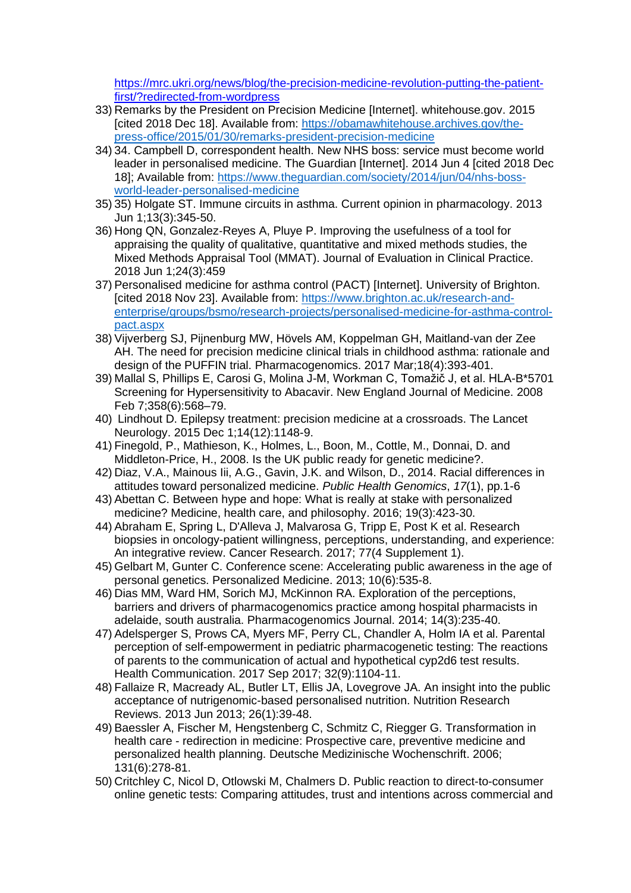https://mrc.ukri.org/news/blog/the-precision-medicine-revolution-putting-the-patient-first/?redirected-from-wordpress

33) Remarks by the President on Precision Medicine [Internet]. whitehouse.gov. 2015 [cited 2018 Dec 18]. Available from: https://obamawhitehouse.archives.gov/the-press-office/2015/01/30/remarks-president-precision-medicine
34) 34. Campbell D, correspondent health. New NHS boss: service must become world leader in personalised medicine. The Guardian [Internet]. 2014 Jun 4 [cited 2018 Dec 18]; Available from: https://www.theguardian.com/society/2014/jun/04/nhs-boss-world-leader-personalised-medicine
35) 35) Holgate ST. Immune circuits in asthma. Current opinion in pharmacology. 2013 Jun 1;13(3):345-50.
36) Hong QN, Gonzalez-Reyes A, Pluye P. Improving the usefulness of a tool for appraising the quality of qualitative, quantitative and mixed methods studies, the Mixed Methods Appraisal Tool (MMAT). Journal of Evaluation in Clinical Practice. 2018 Jun 1;24(3):459
37) Personalised medicine for asthma control (PACT) [Internet]. University of Brighton. [cited 2018 Nov 23]. Available from: https://www.brighton.ac.uk/research-and-enterprise/groups/bsmo/research-projects/personalised-medicine-for-asthma-control-pact.aspx
38) Vijverberg SJ, Pijnenburg MW, Hövels AM, Koppelman GH, Maitland-van der Zee AH. The need for precision medicine clinical trials in childhood asthma: rationale and design of the PUFFIN trial. Pharmacogenomics. 2017 Mar;18(4):393-401.
39) Mallal S, Phillips E, Carosi G, Molina J-M, Workman C, Tomažič J, et al. HLA-B*5701 Screening for Hypersensitivity to Abacavir. New England Journal of Medicine. 2008 Feb 7;358(6):568–79.
40) Lindhout D. Epilepsy treatment: precision medicine at a crossroads. The Lancet Neurology. 2015 Dec 1;14(12):1148-9.
41) Finegold, P., Mathieson, K., Holmes, L., Boon, M., Cottle, M., Donnai, D. and Middleton-Price, H., 2008. Is the UK public ready for genetic medicine?.
42) Diaz, V.A., Mainous Iii, A.G., Gavin, J.K. and Wilson, D., 2014. Racial differences in attitudes toward personalized medicine. *Public Health Genomics*, *17*(1), pp.1-6
43) Abettan C. Between hype and hope: What is really at stake with personalized medicine? Medicine, health care, and philosophy. 2016; 19(3):423-30.
44) Abraham E, Spring L, D'Alleva J, Malvarosa G, Tripp E, Post K et al. Research biopsies in oncology-patient willingness, perceptions, understanding, and experience: An integrative review. Cancer Research. 2017; 77(4 Supplement 1).
45) Gelbart M, Gunter C. Conference scene: Accelerating public awareness in the age of personal genetics. Personalized Medicine. 2013; 10(6):535-8.
46) Dias MM, Ward HM, Sorich MJ, McKinnon RA. Exploration of the perceptions, barriers and drivers of pharmacogenomics practice among hospital pharmacists in adelaide, south australia. Pharmacogenomics Journal. 2014; 14(3):235-40.
47) Adelsperger S, Prows CA, Myers MF, Perry CL, Chandler A, Holm IA et al. Parental perception of self-empowerment in pediatric pharmacogenetic testing: The reactions of parents to the communication of actual and hypothetical cyp2d6 test results. Health Communication. 2017 Sep 2017; 32(9):1104-11.
48) Fallaize R, Macready AL, Butler LT, Ellis JA, Lovegrove JA. An insight into the public acceptance of nutrigenomic-based personalised nutrition. Nutrition Research Reviews. 2013 Jun 2013; 26(1):39-48.
49) Baessler A, Fischer M, Hengstenberg C, Schmitz C, Riegger G. Transformation in health care - redirection in medicine: Prospective care, preventive medicine and personalized health planning. Deutsche Medizinische Wochenschrift. 2006; 131(6):278-81.
50) Critchley C, Nicol D, Otlowski M, Chalmers D. Public reaction to direct-to-consumer online genetic tests: Comparing attitudes, trust and intentions across commercial and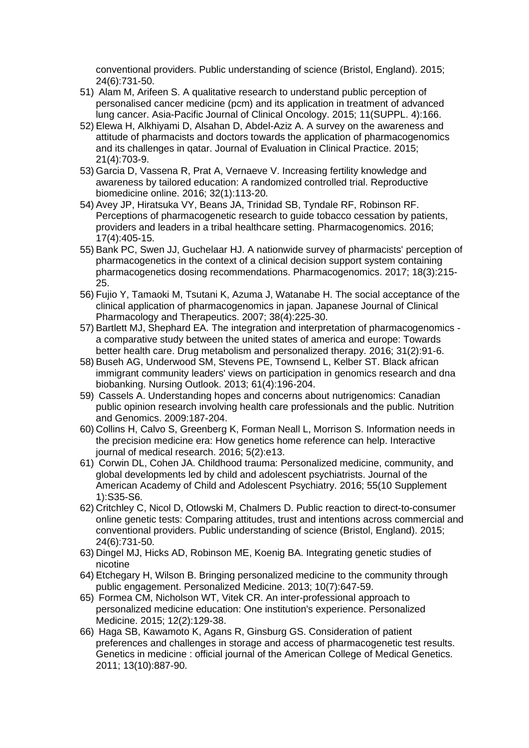conventional providers. Public understanding of science (Bristol, England). 2015; 24(6):731-50.

51) Alam M, Arifeen S. A qualitative research to understand public perception of personalised cancer medicine (pcm) and its application in treatment of advanced lung cancer. Asia-Pacific Journal of Clinical Oncology. 2015; 11(SUPPL. 4):166.
52) Elewa H, Alkhiyami D, Alsahan D, Abdel-Aziz A. A survey on the awareness and attitude of pharmacists and doctors towards the application of pharmacogenomics and its challenges in qatar. Journal of Evaluation in Clinical Practice. 2015; 21(4):703-9.
53) Garcia D, Vassena R, Prat A, Vernaeve V. Increasing fertility knowledge and awareness by tailored education: A randomized controlled trial. Reproductive biomedicine online. 2016; 32(1):113-20.
54) Avey JP, Hiratsuka VY, Beans JA, Trinidad SB, Tyndale RF, Robinson RF. Perceptions of pharmacogenetic research to guide tobacco cessation by patients, providers and leaders in a tribal healthcare setting. Pharmacogenomics. 2016; 17(4):405-15.
55) Bank PC, Swen JJ, Guchelaar HJ. A nationwide survey of pharmacists' perception of pharmacogenetics in the context of a clinical decision support system containing pharmacogenetics dosing recommendations. Pharmacogenomics. 2017; 18(3):215-25.
56) Fujio Y, Tamaoki M, Tsutani K, Azuma J, Watanabe H. The social acceptance of the clinical application of pharmacogenomics in japan. Japanese Journal of Clinical Pharmacology and Therapeutics. 2007; 38(4):225-30.
57) Bartlett MJ, Shephard EA. The integration and interpretation of pharmacogenomics - a comparative study between the united states of america and europe: Towards better health care. Drug metabolism and personalized therapy. 2016; 31(2):91-6.
58) Buseh AG, Underwood SM, Stevens PE, Townsend L, Kelber ST. Black african immigrant community leaders' views on participation in genomics research and dna biobanking. Nursing Outlook. 2013; 61(4):196-204.
59) Cassels A. Understanding hopes and concerns about nutrigenomics: Canadian public opinion research involving health care professionals and the public. Nutrition and Genomics. 2009:187-204.
60) Collins H, Calvo S, Greenberg K, Forman Neall L, Morrison S. Information needs in the precision medicine era: How genetics home reference can help. Interactive journal of medical research. 2016; 5(2):e13.
61) Corwin DL, Cohen JA. Childhood trauma: Personalized medicine, community, and global developments led by child and adolescent psychiatrists. Journal of the American Academy of Child and Adolescent Psychiatry. 2016; 55(10 Supplement 1):S35-S6.
62) Critchley C, Nicol D, Otlowski M, Chalmers D. Public reaction to direct-to-consumer online genetic tests: Comparing attitudes, trust and intentions across commercial and conventional providers. Public understanding of science (Bristol, England). 2015; 24(6):731-50.
63) Dingel MJ, Hicks AD, Robinson ME, Koenig BA. Integrating genetic studies of nicotine
64) Etchegary H, Wilson B. Bringing personalized medicine to the community through public engagement. Personalized Medicine. 2013; 10(7):647-59.
65) Formea CM, Nicholson WT, Vitek CR. An inter-professional approach to personalized medicine education: One institution's experience. Personalized Medicine. 2015; 12(2):129-38.
66) Haga SB, Kawamoto K, Agans R, Ginsburg GS. Consideration of patient preferences and challenges in storage and access of pharmacogenetic test results. Genetics in medicine : official journal of the American College of Medical Genetics. 2011; 13(10):887-90.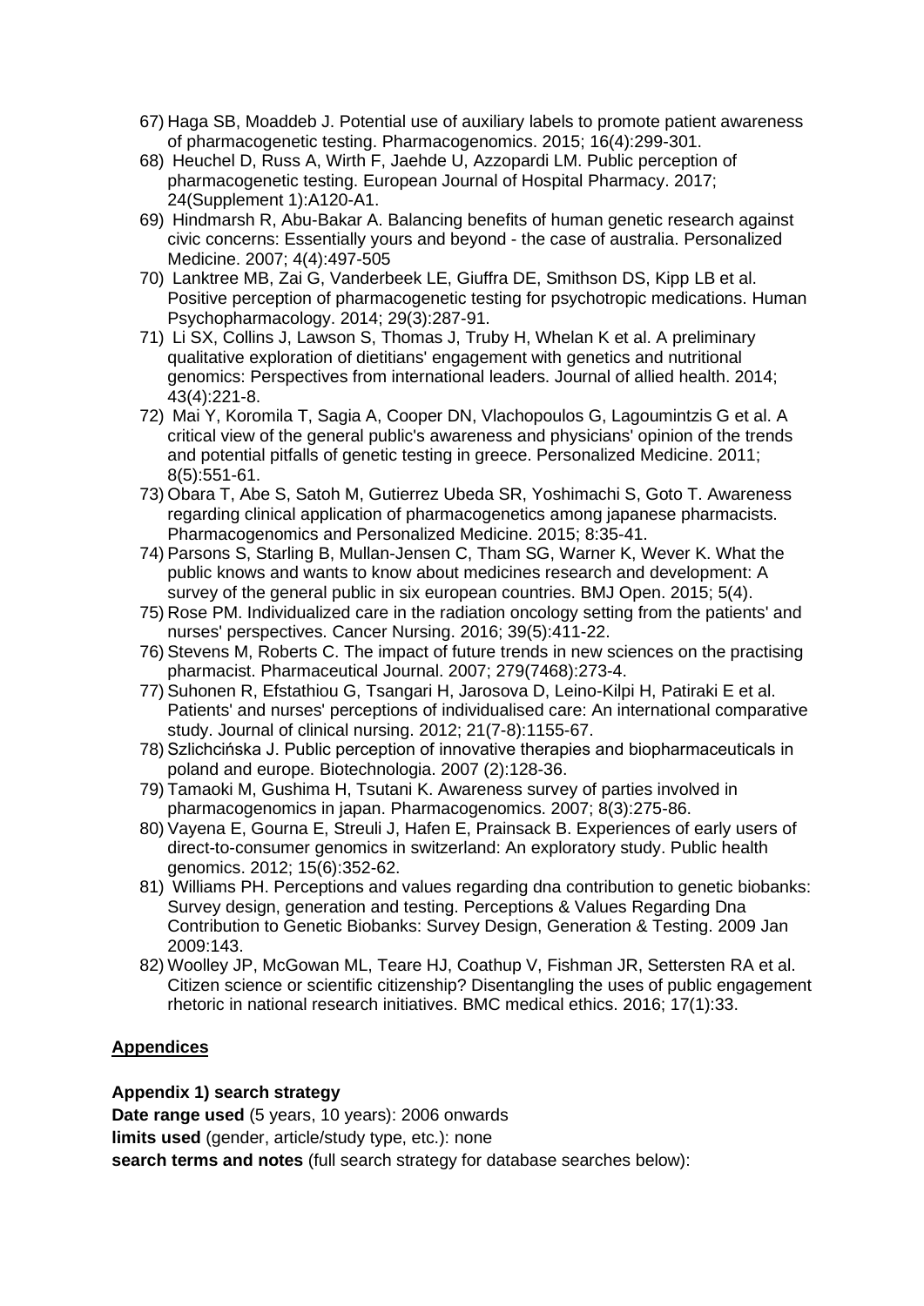67) Haga SB, Moaddeb J. Potential use of auxiliary labels to promote patient awareness of pharmacogenetic testing. Pharmacogenomics. 2015; 16(4):299-301.
68) Heuchel D, Russ A, Wirth F, Jaehde U, Azzopardi LM. Public perception of pharmacogenetic testing. European Journal of Hospital Pharmacy. 2017; 24(Supplement 1):A120-A1.
69) Hindmarsh R, Abu-Bakar A. Balancing benefits of human genetic research against civic concerns: Essentially yours and beyond - the case of australia. Personalized Medicine. 2007; 4(4):497-505
70) Lanktree MB, Zai G, Vanderbeek LE, Giuffra DE, Smithson DS, Kipp LB et al. Positive perception of pharmacogenetic testing for psychotropic medications. Human Psychopharmacology. 2014; 29(3):287-91.
71) Li SX, Collins J, Lawson S, Thomas J, Truby H, Whelan K et al. A preliminary qualitative exploration of dietitians' engagement with genetics and nutritional genomics: Perspectives from international leaders. Journal of allied health. 2014; 43(4):221-8.
72) Mai Y, Koromila T, Sagia A, Cooper DN, Vlachopoulos G, Lagoumintzis G et al. A critical view of the general public's awareness and physicians' opinion of the trends and potential pitfalls of genetic testing in greece. Personalized Medicine. 2011; 8(5):551-61.
73) Obara T, Abe S, Satoh M, Gutierrez Ubeda SR, Yoshimachi S, Goto T. Awareness regarding clinical application of pharmacogenetics among japanese pharmacists. Pharmacogenomics and Personalized Medicine. 2015; 8:35-41.
74) Parsons S, Starling B, Mullan-Jensen C, Tham SG, Warner K, Wever K. What the public knows and wants to know about medicines research and development: A survey of the general public in six european countries. BMJ Open. 2015; 5(4).
75) Rose PM. Individualized care in the radiation oncology setting from the patients' and nurses' perspectives. Cancer Nursing. 2016; 39(5):411-22.
76) Stevens M, Roberts C. The impact of future trends in new sciences on the practising pharmacist. Pharmaceutical Journal. 2007; 279(7468):273-4.
77) Suhonen R, Efstathiou G, Tsangari H, Jarosova D, Leino-Kilpi H, Patiraki E et al. Patients' and nurses' perceptions of individualised care: An international comparative study. Journal of clinical nursing. 2012; 21(7-8):1155-67.
78) Szlichcińska J. Public perception of innovative therapies and biopharmaceuticals in poland and europe. Biotechnologia. 2007 (2):128-36.
79) Tamaoki M, Gushima H, Tsutani K. Awareness survey of parties involved in pharmacogenomics in japan. Pharmacogenomics. 2007; 8(3):275-86.
80) Vayena E, Gourna E, Streuli J, Hafen E, Prainsack B. Experiences of early users of direct-to-consumer genomics in switzerland: An exploratory study. Public health genomics. 2012; 15(6):352-62.
81) Williams PH. Perceptions and values regarding dna contribution to genetic biobanks: Survey design, generation and testing. Perceptions & Values Regarding Dna Contribution to Genetic Biobanks: Survey Design, Generation & Testing. 2009 Jan 2009:143.
82) Woolley JP, McGowan ML, Teare HJ, Coathup V, Fishman JR, Settersten RA et al. Citizen science or scientific citizenship? Disentangling the uses of public engagement rhetoric in national research initiatives. BMC medical ethics. 2016; 17(1):33.

## Appendices

**Appendix 1) search strategy**

**Date range used** (5 years, 10 years): 2006 onwards

**limits used** (gender, article/study type, etc.): none

**search terms and notes** (full search strategy for database searches below):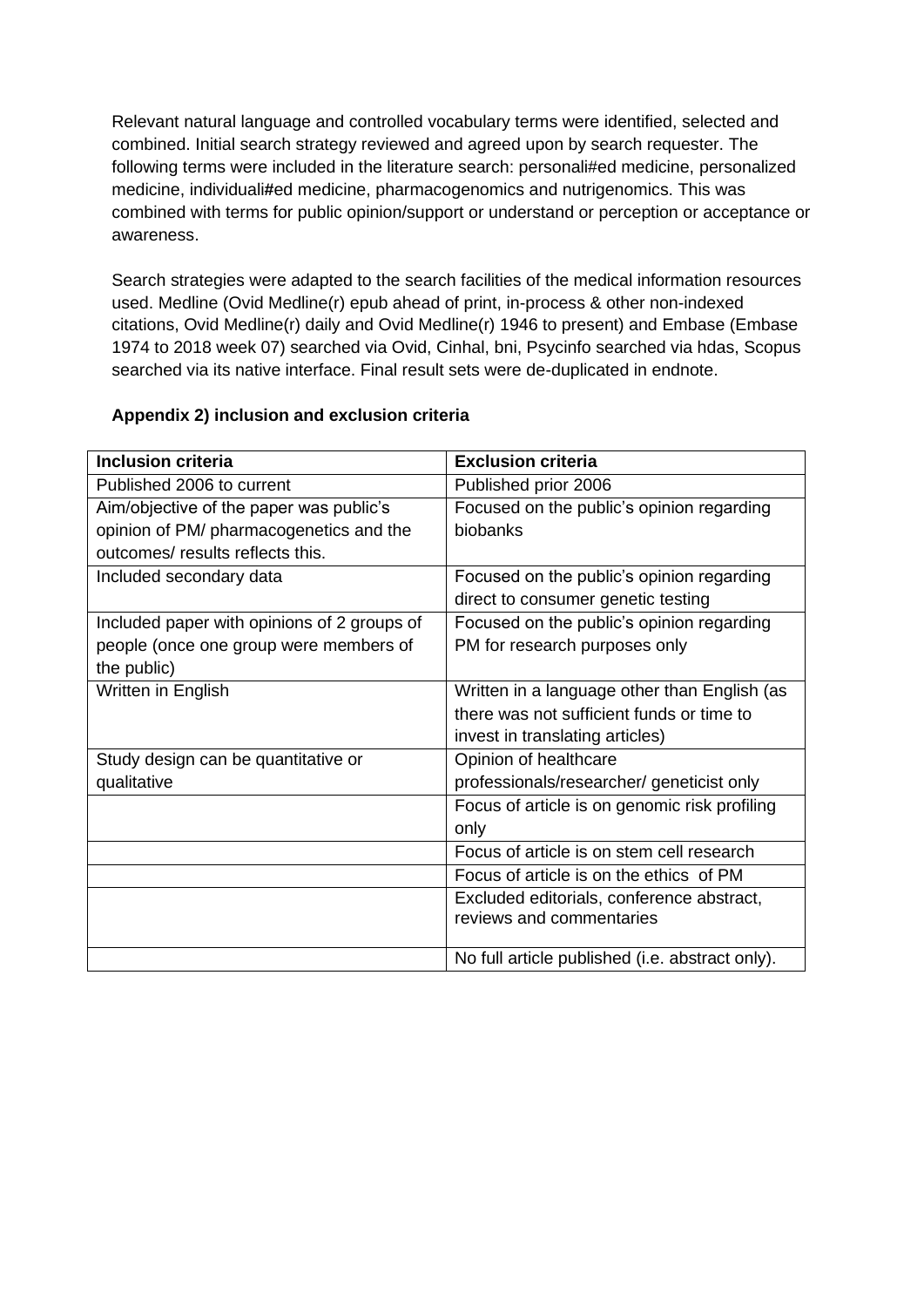Relevant natural language and controlled vocabulary terms were identified, selected and combined. Initial search strategy reviewed and agreed upon by search requester. The following terms were included in the literature search: personali#ed medicine, personalized medicine, individuali#ed medicine, pharmacogenomics and nutrigenomics. This was combined with terms for public opinion/support or understand or perception or acceptance or awareness.

Search strategies were adapted to the search facilities of the medical information resources used. Medline (Ovid Medline(r) epub ahead of print, in-process & other non-indexed citations, Ovid Medline(r) daily and Ovid Medline(r) 1946 to present) and Embase (Embase 1974 to 2018 week 07) searched via Ovid, Cinhal, bni, Psycinfo searched via hdas, Scopus searched via its native interface. Final result sets were de-duplicated in endnote.

**Appendix 2) inclusion and exclusion criteria**

| **Inclusion criteria** | **Exclusion criteria** |
|---|---|
| Published 2006 to current | Published prior 2006 |
| Aim/objective of the paper was public's opinion of PM/ pharmacogenetics and the outcomes/ results reflects this. | Focused on the public's opinion regarding biobanks |
| Included secondary data | Focused on the public's opinion regarding direct to consumer genetic testing |
| Included paper with opinions of 2 groups of people (once one group were members of the public) | Focused on the public's opinion regarding PM for research purposes only |
| Written in English | Written in a language other than English (as there was not sufficient funds or time to invest in translating articles) |
| Study design can be quantitative or qualitative | Opinion of healthcare professionals/researcher/ geneticist only |
| | Focus of article is on genomic risk profiling only |
| | Focus of article is on stem cell research |
| | Focus of article is on the ethics of PM |
| | Excluded editorials, conference abstract, reviews and commentaries |
| | No full article published (i.e. abstract only). |